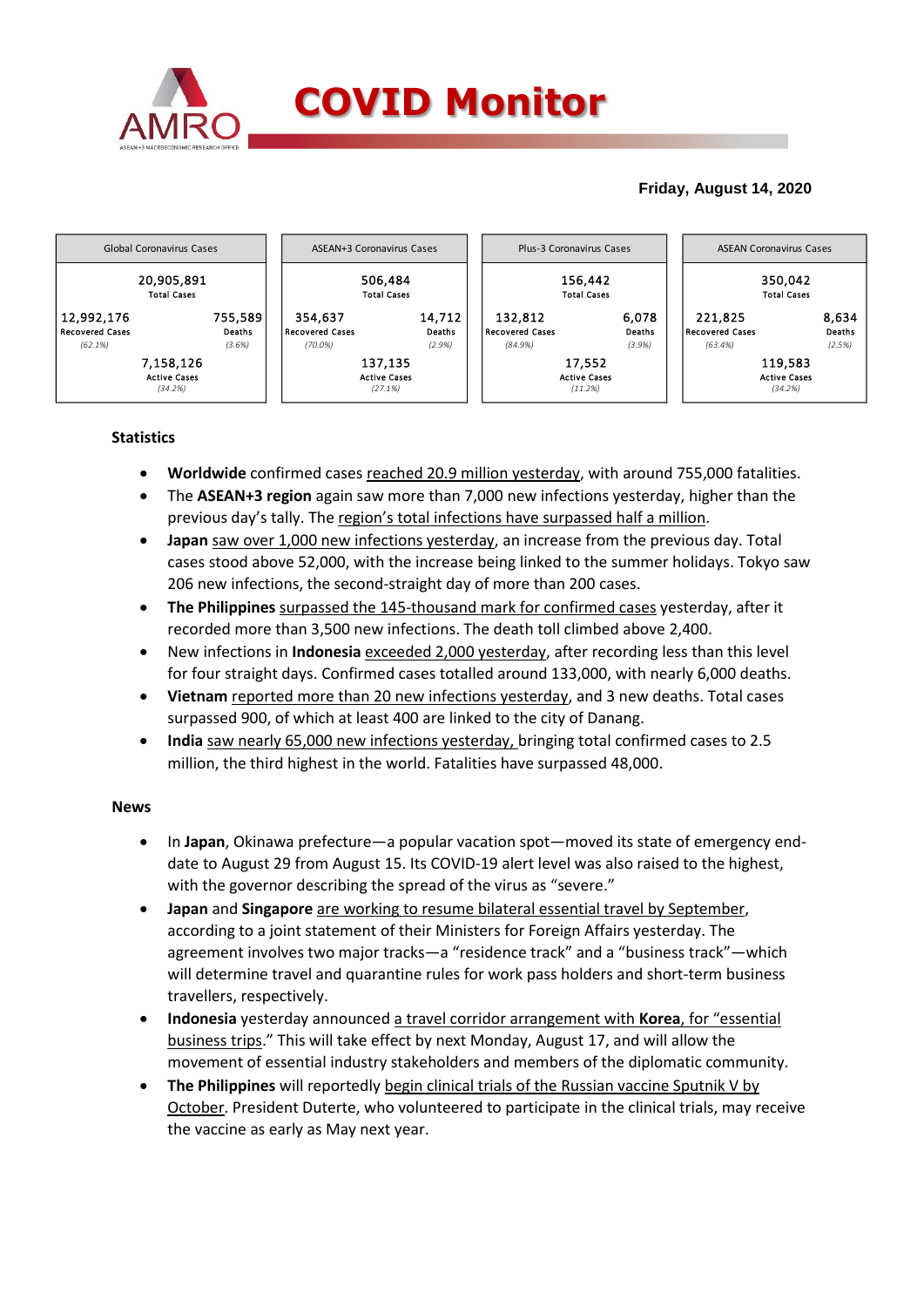# COVID Monitor

**Friday, August 14, 2020**

| Global Coronavirus Cases | | ASEAN+3 Coronavirus Cases | | Plus-3 Coronavirus Cases | | ASEAN Coronavirus Cases | |
|---|---|---|---|---|---|---|---|
| 20,905,891 Total Cases | | 506,484 Total Cases | | 156,442 Total Cases | | 350,042 Total Cases | |
| 12,992,176 Recovered Cases (62.1%) | 755,589 Deaths (3.6%) | 354,637 Recovered Cases (70.0%) | 14,712 Deaths (2.9%) | 132,812 Recovered Cases (84.9%) | 6,078 Deaths (3.9%) | 221,825 Recovered Cases (63.4%) | 8,634 Deaths (2.5%) |
| 7,158,126 Active Cases (34.2%) | | 137,135 Active Cases (27.1%) | | 17,552 Active Cases (11.2%) | | 119,583 Active Cases (34.2%) | |

## Statistics

- **Worldwide** confirmed cases reached 20.9 million yesterday, with around 755,000 fatalities.
- The **ASEAN+3 region** again saw more than 7,000 new infections yesterday, higher than the previous day's tally. The region's total infections have surpassed half a million.
- **Japan** saw over 1,000 new infections yesterday, an increase from the previous day. Total cases stood above 52,000, with the increase being linked to the summer holidays. Tokyo saw 206 new infections, the second-straight day of more than 200 cases.
- **The Philippines** surpassed the 145-thousand mark for confirmed cases yesterday, after it recorded more than 3,500 new infections. The death toll climbed above 2,400.
- New infections in **Indonesia** exceeded 2,000 yesterday, after recording less than this level for four straight days. Confirmed cases totalled around 133,000, with nearly 6,000 deaths.
- **Vietnam** reported more than 20 new infections yesterday, and 3 new deaths. Total cases surpassed 900, of which at least 400 are linked to the city of Danang.
- **India** saw nearly 65,000 new infections yesterday, bringing total confirmed cases to 2.5 million, the third highest in the world. Fatalities have surpassed 48,000.

## News

- In **Japan**, Okinawa prefecture—a popular vacation spot—moved its state of emergency end-date to August 29 from August 15. Its COVID-19 alert level was also raised to the highest, with the governor describing the spread of the virus as "severe."
- **Japan** and **Singapore** are working to resume bilateral essential travel by September, according to a joint statement of their Ministers for Foreign Affairs yesterday. The agreement involves two major tracks—a "residence track" and a "business track"—which will determine travel and quarantine rules for work pass holders and short-term business travellers, respectively.
- **Indonesia** yesterday announced a travel corridor arrangement with **Korea**, for "essential business trips." This will take effect by next Monday, August 17, and will allow the movement of essential industry stakeholders and members of the diplomatic community.
- **The Philippines** will reportedly begin clinical trials of the Russian vaccine Sputnik V by October. President Duterte, who volunteered to participate in the clinical trials, may receive the vaccine as early as May next year.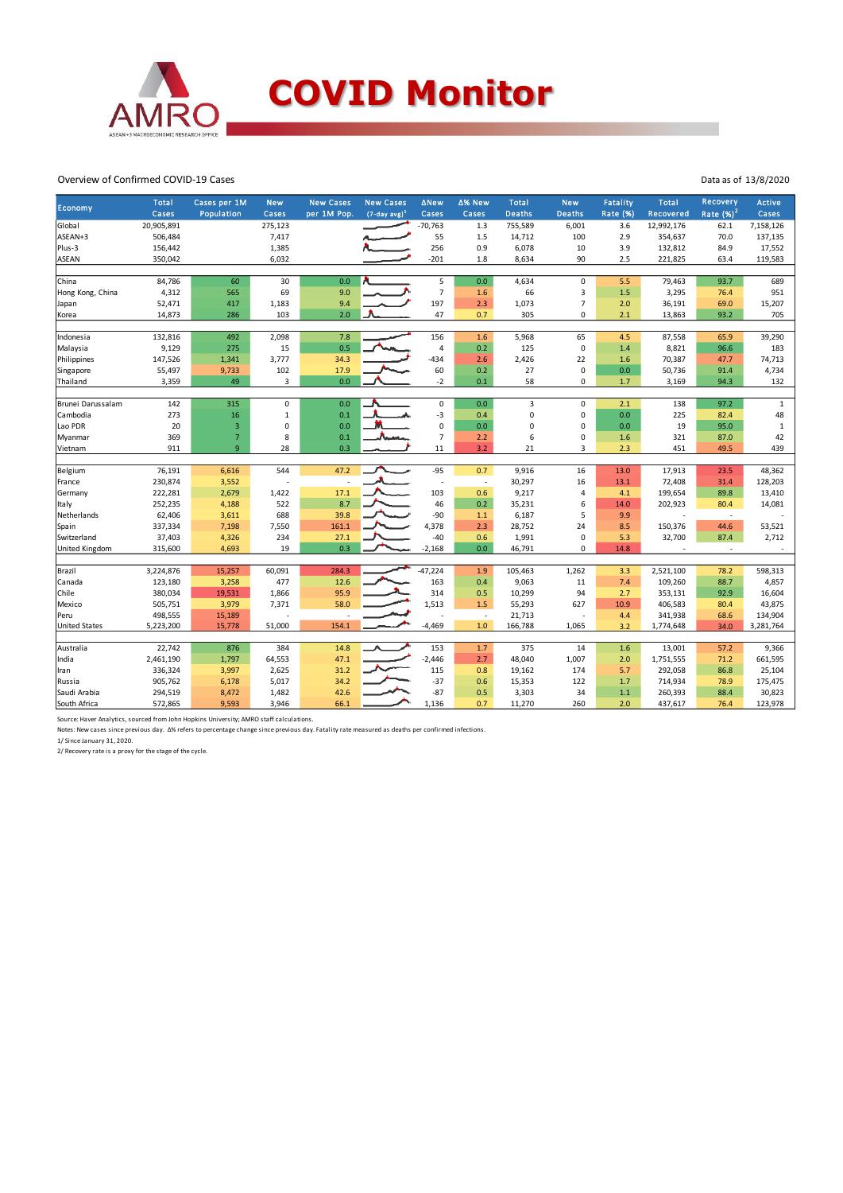# COVID Monitor

Overview of Confirmed COVID-19 Cases

Data as of 13/8/2020

| Economy | Total Cases | Cases per 1M Population | New Cases | New Cases per 1M Pop. | New Cases (7-day avg)[1] | ΔNew Cases | Δ% New Cases | Total Deaths | New Deaths | Fatality Rate (%) | Total Recovered | Recovery Rate (%)[2] | Active Cases |
|---|---|---|---|---|---|---|---|---|---|---|---|---|---|
| Global | 20,905,891 | | 275,123 | | | -70,763 | 1.3 | 755,589 | 6,001 | 3.6 | 12,992,176 | 62.1 | 7,158,126 |
| ASEAN+3 | 506,484 | | 7,417 | | | 55 | 1.5 | 14,712 | 100 | 2.9 | 354,637 | 70.0 | 137,135 |
| Plus-3 | 156,442 | | 1,385 | | | 256 | 0.9 | 6,078 | 10 | 3.9 | 132,812 | 84.9 | 17,552 |
| ASEAN | 350,042 | | 6,032 | | | -201 | 1.8 | 8,634 | 90 | 2.5 | 221,825 | 63.4 | 119,583 |
| | | | | | | | | | | | | | |
| China | 84,786 | 60 | 30 | 0.0 | | 5 | 0.0 | 4,634 | 0 | 5.5 | 79,463 | 93.7 | 689 |
| Hong Kong, China | 4,312 | 565 | 69 | 9.0 | | 7 | 1.6 | 66 | 3 | 1.5 | 3,295 | 76.4 | 951 |
| Japan | 52,471 | 417 | 1,183 | 9.4 | | 197 | 2.3 | 1,073 | 7 | 2.0 | 36,191 | 69.0 | 15,207 |
| Korea | 14,873 | 286 | 103 | 2.0 | | 47 | 0.7 | 305 | 0 | 2.1 | 13,863 | 93.2 | 705 |
| | | | | | | | | | | | | | |
| Indonesia | 132,816 | 492 | 2,098 | 7.8 | | 156 | 1.6 | 5,968 | 65 | 4.5 | 87,558 | 65.9 | 39,290 |
| Malaysia | 9,129 | 275 | 15 | 0.5 | | 4 | 0.2 | 125 | 0 | 1.4 | 8,821 | 96.6 | 183 |
| Philippines | 147,526 | 1,341 | 3,777 | 34.3 | | -434 | 2.6 | 2,426 | 22 | 1.6 | 70,387 | 47.7 | 74,713 |
| Singapore | 55,497 | 9,733 | 102 | 17.9 | | 60 | 0.2 | 27 | 0 | 0.0 | 50,736 | 91.4 | 4,734 |
| Thailand | 3,359 | 49 | 3 | 0.0 | | -2 | 0.1 | 58 | 0 | 1.7 | 3,169 | 94.3 | 132 |
| | | | | | | | | | | | | | |
| Brunei Darussalam | 142 | 315 | 0 | 0.0 | | 0 | 0.0 | 3 | 0 | 2.1 | 138 | 97.2 | 1 |
| Cambodia | 273 | 16 | 1 | 0.1 | | -3 | 0.4 | 0 | 0 | 0.0 | 225 | 82.4 | 48 |
| Lao PDR | 20 | 3 | 0 | 0.0 | | 0 | 0.0 | 0 | 0 | 0.0 | 19 | 95.0 | 1 |
| Myanmar | 369 | 7 | 8 | 0.1 | | 7 | 2.2 | 6 | 0 | 1.6 | 321 | 87.0 | 42 |
| Vietnam | 911 | 9 | 28 | 0.3 | | 11 | 3.2 | 21 | 3 | 2.3 | 451 | 49.5 | 439 |
| | | | | | | | | | | | | | |
| Belgium | 76,191 | 6,616 | 544 | 47.2 | | -95 | 0.7 | 9,916 | 16 | 13.0 | 17,913 | 23.5 | 48,362 |
| France | 230,874 | 3,552 | - | - | | - | - | 30,297 | 16 | 13.1 | 72,408 | 31.4 | 128,203 |
| Germany | 222,281 | 2,679 | 1,422 | 17.1 | | 103 | 0.6 | 9,217 | 4 | 4.1 | 199,654 | 89.8 | 13,410 |
| Italy | 252,235 | 4,188 | 522 | 8.7 | | 46 | 0.2 | 35,231 | 6 | 14.0 | 202,923 | 80.4 | 14,081 |
| Netherlands | 62,406 | 3,611 | 688 | 39.8 | | -90 | 1.1 | 6,187 | 5 | 9.9 | - | - | - |
| Spain | 337,334 | 7,198 | 7,550 | 161.1 | | 4,378 | 2.3 | 28,752 | 24 | 8.5 | 150,376 | 44.6 | 53,521 |
| Switzerland | 37,403 | 4,326 | 234 | 27.1 | | -40 | 0.6 | 1,991 | 0 | 5.3 | 32,700 | 87.4 | 2,712 |
| United Kingdom | 315,600 | 4,693 | 19 | 0.3 | | -2,168 | 0.0 | 46,791 | 0 | 14.8 | - | - | - |
| | | | | | | | | | | | | | |
| Brazil | 3,224,876 | 15,257 | 60,091 | 284.3 | | -47,224 | 1.9 | 105,463 | 1,262 | 3.3 | 2,521,100 | 78.2 | 598,313 |
| Canada | 123,180 | 3,258 | 477 | 12.6 | | 163 | 0.4 | 9,063 | 11 | 7.4 | 109,260 | 88.7 | 4,857 |
| Chile | 380,034 | 19,531 | 1,866 | 95.9 | | 314 | 0.5 | 10,299 | 94 | 2.7 | 353,131 | 92.9 | 16,604 |
| Mexico | 505,751 | 3,979 | 7,371 | 58.0 | | 1,513 | 1.5 | 55,293 | 627 | 10.9 | 406,583 | 80.4 | 43,875 |
| Peru | 498,555 | 15,189 | - | - | | - | - | 21,713 | - | 4.4 | 341,938 | 68.6 | 134,904 |
| United States | 5,223,200 | 15,778 | 51,000 | 154.1 | | -4,469 | 1.0 | 166,788 | 1,065 | 3.2 | 1,774,648 | 34.0 | 3,281,764 |
| | | | | | | | | | | | | | |
| Australia | 22,742 | 876 | 384 | 14.8 | | 153 | 1.7 | 375 | 14 | 1.6 | 13,001 | 57.2 | 9,366 |
| India | 2,461,190 | 1,797 | 64,553 | 47.1 | | -2,446 | 2.7 | 48,040 | 1,007 | 2.0 | 1,751,555 | 71.2 | 661,595 |
| Iran | 336,324 | 3,997 | 2,625 | 31.2 | | 115 | 0.8 | 19,162 | 174 | 5.7 | 292,058 | 86.8 | 25,104 |
| Russia | 905,762 | 6,178 | 5,017 | 34.2 | | -37 | 0.6 | 15,353 | 122 | 1.7 | 714,934 | 78.9 | 175,475 |
| Saudi Arabia | 294,519 | 8,472 | 1,482 | 42.6 | | -87 | 0.5 | 3,303 | 34 | 1.1 | 260,393 | 88.4 | 30,823 |
| South Africa | 572,865 | 9,593 | 3,946 | 66.1 | | 1,136 | 0.7 | 11,270 | 260 | 2.0 | 437,617 | 76.4 | 123,978 |

Source: Haver Analytics, sourced from John Hopkins University; AMRO staff calculations.

Notes: New cases since previous day. Δ% refers to percentage change since previous day. Fatality rate measured as deaths per confirmed infections.

1/ Since January 31, 2020.

2/ Recovery rate is a proxy for the stage of the cycle.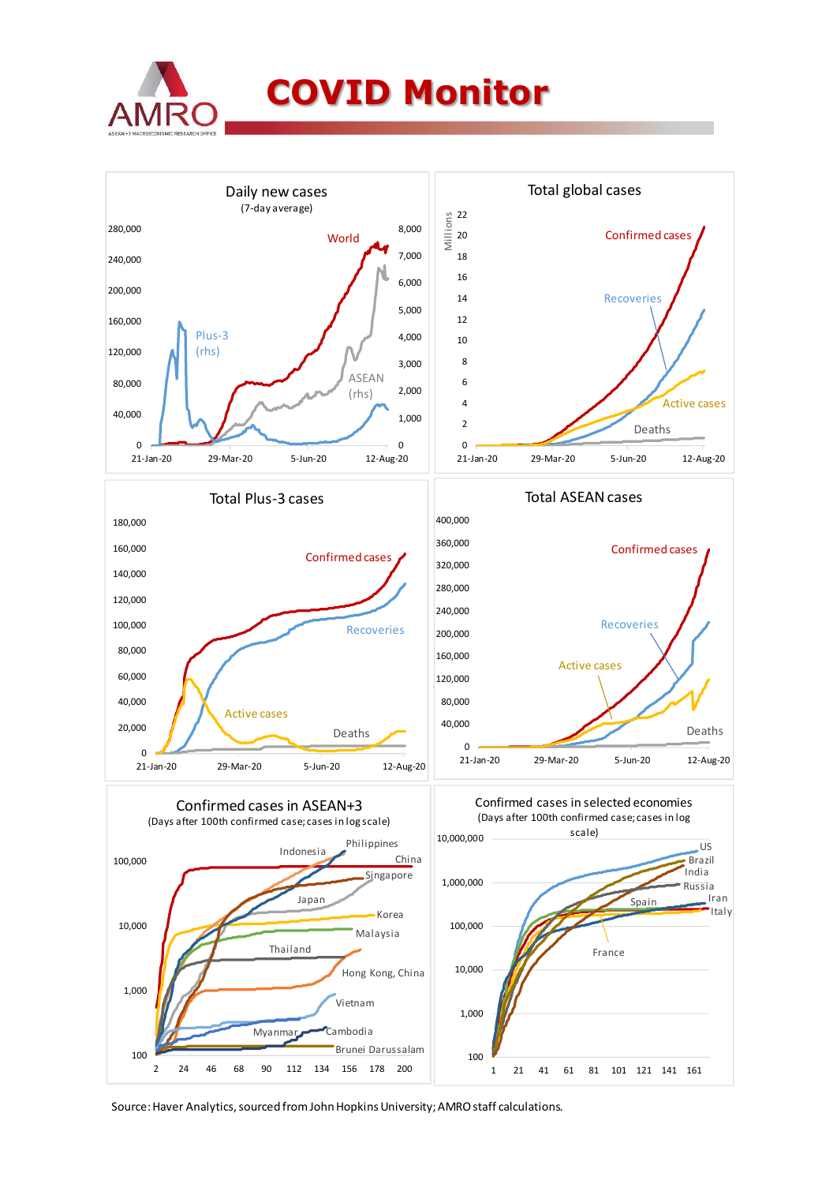# COVID Monitor

AMRO

ASEAN+3 MACROECONOMIC RESEARCH OFFICE

### Daily new cases

(7-day average)

280,000
240,000
200,000
160,000
120,000
80,000
40,000
0

8,000
7,000
6,000
5,000
4,000
3,000
2,000
1,000
0

World

Plus-3 (rhs)

ASEAN (rhs)

21-Jan-20 29-Mar-20 5-Jun-20 12-Aug-20

### Total global cases

Millions

22
20
18
16
14
12
10
8
6
4
2
0

Confirmed cases

Recoveries

Active cases

Deaths

21-Jan-20 29-Mar-20 5-Jun-20 12-Aug-20

### Total Plus-3 cases

180,000
160,000
140,000
120,000
100,000
80,000
60,000
40,000
20,000
0

Confirmed cases

Recoveries

Active cases

Deaths

21-Jan-20 29-Mar-20 5-Jun-20 12-Aug-20

### Total ASEAN cases

400,000
360,000
320,000
280,000
240,000
200,000
160,000
120,000
80,000
40,000
0

Confirmed cases

Recoveries

Active cases

Deaths

21-Jan-20 29-Mar-20 5-Jun-20 12-Aug-20

### Confirmed cases in ASEAN+3

(Days after 100th confirmed case; cases in log scale)

100,000
10,000
1,000
100

Philippines
Indonesia
China
Singapore
Japan
Korea
Malaysia
Thailand
Hong Kong, China
Vietnam
Myanmar
Cambodia
Brunei Darussalam

2 24 46 68 90 112 134 156 178 200

### Confirmed cases in selected economies

(Days after 100th confirmed case; cases in log scale)

10,000,000
1,000,000
100,000
10,000
1,000
100

US
Brazil
India
Russia
Iran
Italy
Spain
France

1 21 41 61 81 101 121 141 161

Source: Haver Analytics, sourced from John Hopkins University; AMRO staff calculations.